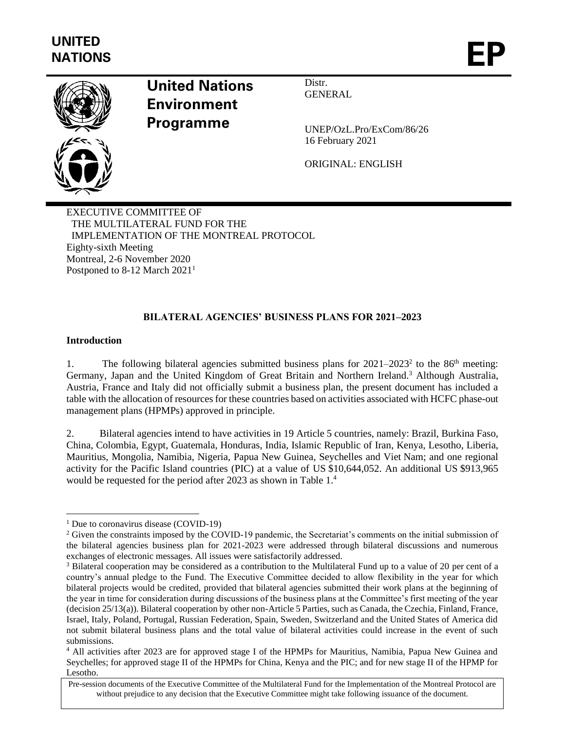# UNITED NATIONS

# EP

## United Nations Environment Programme

Distr.
GENERAL

UNEP/OzL.Pro/ExCom/86/26
16 February 2021

ORIGINAL: ENGLISH

EXECUTIVE COMMITTEE OF
THE MULTILATERAL FUND FOR THE
IMPLEMENTATION OF THE MONTREAL PROTOCOL
Eighty-sixth Meeting
Montreal, 2-6 November 2020
Postponed to 8-12 March 2021[1]

**BILATERAL AGENCIES' BUSINESS PLANS FOR 2021–2023**

**Introduction**

1. The following bilateral agencies submitted business plans for 2021–2023[2] to the 86th meeting: Germany, Japan and the United Kingdom of Great Britain and Northern Ireland.[3] Although Australia, Austria, France and Italy did not officially submit a business plan, the present document has included a table with the allocation of resources for these countries based on activities associated with HCFC phase-out management plans (HPMPs) approved in principle.

2. Bilateral agencies intend to have activities in 19 Article 5 countries, namely: Brazil, Burkina Faso, China, Colombia, Egypt, Guatemala, Honduras, India, Islamic Republic of Iran, Kenya, Lesotho, Liberia, Mauritius, Mongolia, Namibia, Nigeria, Papua New Guinea, Seychelles and Viet Nam; and one regional activity for the Pacific Island countries (PIC) at a value of US $10,644,052. An additional US $913,965 would be requested for the period after 2023 as shown in Table 1.[4]

---

[1] Due to coronavirus disease (COVID-19)

[2] Given the constraints imposed by the COVID-19 pandemic, the Secretariat's comments on the initial submission of the bilateral agencies business plan for 2021-2023 were addressed through bilateral discussions and numerous exchanges of electronic messages. All issues were satisfactorily addressed.

[3] Bilateral cooperation may be considered as a contribution to the Multilateral Fund up to a value of 20 per cent of a country's annual pledge to the Fund. The Executive Committee decided to allow flexibility in the year for which bilateral projects would be credited, provided that bilateral agencies submitted their work plans at the beginning of the year in time for consideration during discussions of the business plans at the Committee's first meeting of the year (decision 25/13(a)). Bilateral cooperation by other non-Article 5 Parties, such as Canada, the Czechia, Finland, France, Israel, Italy, Poland, Portugal, Russian Federation, Spain, Sweden, Switzerland and the United States of America did not submit bilateral business plans and the total value of bilateral activities could increase in the event of such submissions.

[4] All activities after 2023 are for approved stage I of the HPMPs for Mauritius, Namibia, Papua New Guinea and Seychelles; for approved stage II of the HPMPs for China, Kenya and the PIC; and for new stage II of the HPMP for Lesotho.

Pre-session documents of the Executive Committee of the Multilateral Fund for the Implementation of the Montreal Protocol are without prejudice to any decision that the Executive Committee might take following issuance of the document.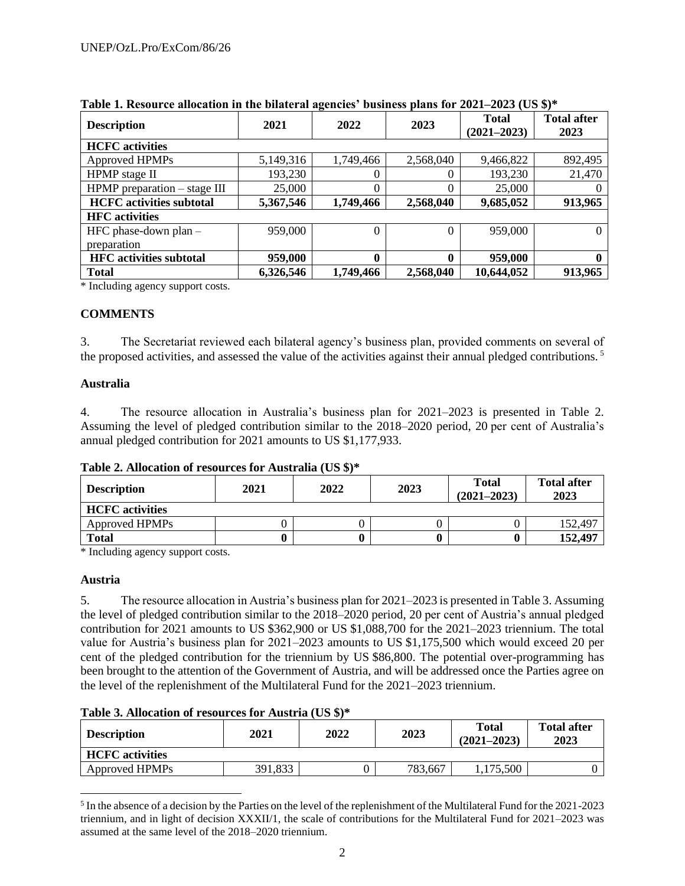**Table 1. Resource allocation in the bilateral agencies' business plans for 2021–2023 (US $)***

| Description | 2021 | 2022 | 2023 | Total (2021–2023) | Total after 2023 |
|---|---|---|---|---|---|
| **HCFC activities** | | | | | |
| Approved HPMPs | 5,149,316 | 1,749,466 | 2,568,040 | 9,466,822 | 892,495 |
| HPMP stage II | 193,230 | 0 | 0 | 193,230 | 21,470 |
| HPMP preparation – stage III | 25,000 | 0 | 0 | 25,000 | 0 |
| **HCFC activities subtotal** | **5,367,546** | **1,749,466** | **2,568,040** | **9,685,052** | **913,965** |
| **HFC activities** | | | | | |
| HFC phase-down plan – preparation | 959,000 | 0 | 0 | 959,000 | 0 |
| **HFC activities subtotal** | **959,000** | **0** | **0** | **959,000** | **0** |
| **Total** | **6,326,546** | **1,749,466** | **2,568,040** | **10,644,052** | **913,965** |

* Including agency support costs.

## COMMENTS

3. The Secretariat reviewed each bilateral agency's business plan, provided comments on several of the proposed activities, and assessed the value of the activities against their annual pledged contributions. [5]

### Australia

4. The resource allocation in Australia's business plan for 2021–2023 is presented in Table 2. Assuming the level of pledged contribution similar to the 2018–2020 period, 20 per cent of Australia's annual pledged contribution for 2021 amounts to US $1,177,933.

**Table 2. Allocation of resources for Australia (US $)***

| Description | 2021 | 2022 | 2023 | Total (2021–2023) | Total after 2023 |
|---|---|---|---|---|---|
| **HCFC activities** | | | | | |
| Approved HPMPs | 0 | 0 | 0 | 0 | 152,497 |
| **Total** | **0** | **0** | **0** | **0** | **152,497** |

* Including agency support costs.

### Austria

5. The resource allocation in Austria's business plan for 2021–2023 is presented in Table 3. Assuming the level of pledged contribution similar to the 2018–2020 period, 20 per cent of Austria's annual pledged contribution for 2021 amounts to US $362,900 or US $1,088,700 for the 2021–2023 triennium. The total value for Austria's business plan for 2021–2023 amounts to US $1,175,500 which would exceed 20 per cent of the pledged contribution for the triennium by US $86,800. The potential over-programming has been brought to the attention of the Government of Austria, and will be addressed once the Parties agree on the level of the replenishment of the Multilateral Fund for the 2021–2023 triennium.

**Table 3. Allocation of resources for Austria (US $)***

| Description | 2021 | 2022 | 2023 | Total (2021–2023) | Total after 2023 |
|---|---|---|---|---|---|
| **HCFC activities** | | | | | |
| Approved HPMPs | 391,833 | 0 | 783,667 | 1,175,500 | 0 |

[5] In the absence of a decision by the Parties on the level of the replenishment of the Multilateral Fund for the 2021-2023 triennium, and in light of decision XXXII/1, the scale of contributions for the Multilateral Fund for 2021–2023 was assumed at the same level of the 2018–2020 triennium.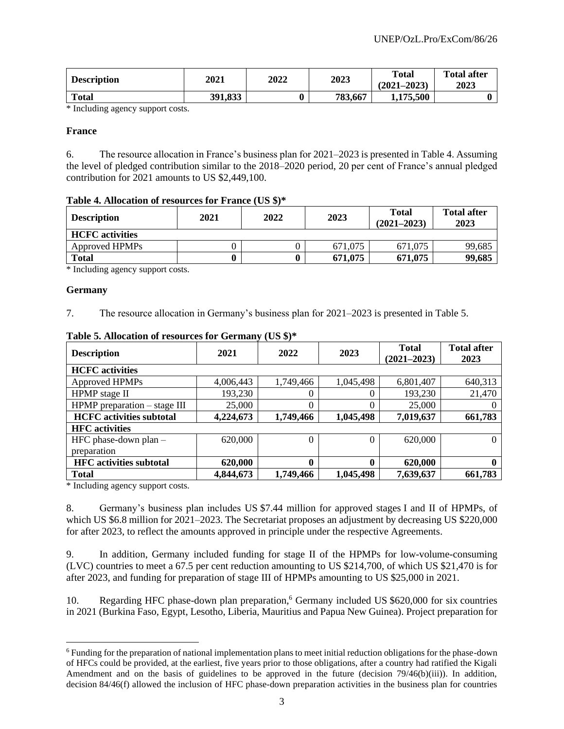| Description | 2021 | 2022 | 2023 | Total (2021–2023) | Total after 2023 |
|---|---|---|---|---|---|
| **Total** | **391,833** | **0** | **783,667** | **1,175,500** | **0** |

\* Including agency support costs.

**France**

6. The resource allocation in France's business plan for 2021–2023 is presented in Table 4. Assuming the level of pledged contribution similar to the 2018–2020 period, 20 per cent of France's annual pledged contribution for 2021 amounts to US $2,449,100.

**Table 4. Allocation of resources for France (US $)***

| Description | 2021 | 2022 | 2023 | Total (2021–2023) | Total after 2023 |
|---|---|---|---|---|---|
| **HCFC activities** | | | | | |
| Approved HPMPs | 0 | 0 | 671,075 | 671,075 | 99,685 |
| **Total** | **0** | **0** | **671,075** | **671,075** | **99,685** |

\* Including agency support costs.

**Germany**

7. The resource allocation in Germany's business plan for 2021–2023 is presented in Table 5.

**Table 5. Allocation of resources for Germany (US $)***

| Description | 2021 | 2022 | 2023 | Total (2021–2023) | Total after 2023 |
|---|---|---|---|---|---|
| **HCFC activities** | | | | | |
| Approved HPMPs | 4,006,443 | 1,749,466 | 1,045,498 | 6,801,407 | 640,313 |
| HPMP stage II | 193,230 | 0 | 0 | 193,230 | 21,470 |
| HPMP preparation – stage III | 25,000 | 0 | 0 | 25,000 | 0 |
| **HCFC activities subtotal** | **4,224,673** | **1,749,466** | **1,045,498** | **7,019,637** | **661,783** |
| **HFC activities** | | | | | |
| HFC phase-down plan – preparation | 620,000 | 0 | 0 | 620,000 | 0 |
| **HFC activities subtotal** | **620,000** | **0** | **0** | **620,000** | **0** |
| **Total** | **4,844,673** | **1,749,466** | **1,045,498** | **7,639,637** | **661,783** |

\* Including agency support costs.

8. Germany's business plan includes US $7.44 million for approved stages I and II of HPMPs, of which US $6.8 million for 2021–2023. The Secretariat proposes an adjustment by decreasing US $220,000 for after 2023, to reflect the amounts approved in principle under the respective Agreements.

9. In addition, Germany included funding for stage II of the HPMPs for low-volume-consuming (LVC) countries to meet a 67.5 per cent reduction amounting to US $214,700, of which US $21,470 is for after 2023, and funding for preparation of stage III of HPMPs amounting to US $25,000 in 2021.

10. Regarding HFC phase-down plan preparation,[6] Germany included US $620,000 for six countries in 2021 (Burkina Faso, Egypt, Lesotho, Liberia, Mauritius and Papua New Guinea). Project preparation for

[6] Funding for the preparation of national implementation plans to meet initial reduction obligations for the phase-down of HFCs could be provided, at the earliest, five years prior to those obligations, after a country had ratified the Kigali Amendment and on the basis of guidelines to be approved in the future (decision 79/46(b)(iii)). In addition, decision 84/46(f) allowed the inclusion of HFC phase-down preparation activities in the business plan for countries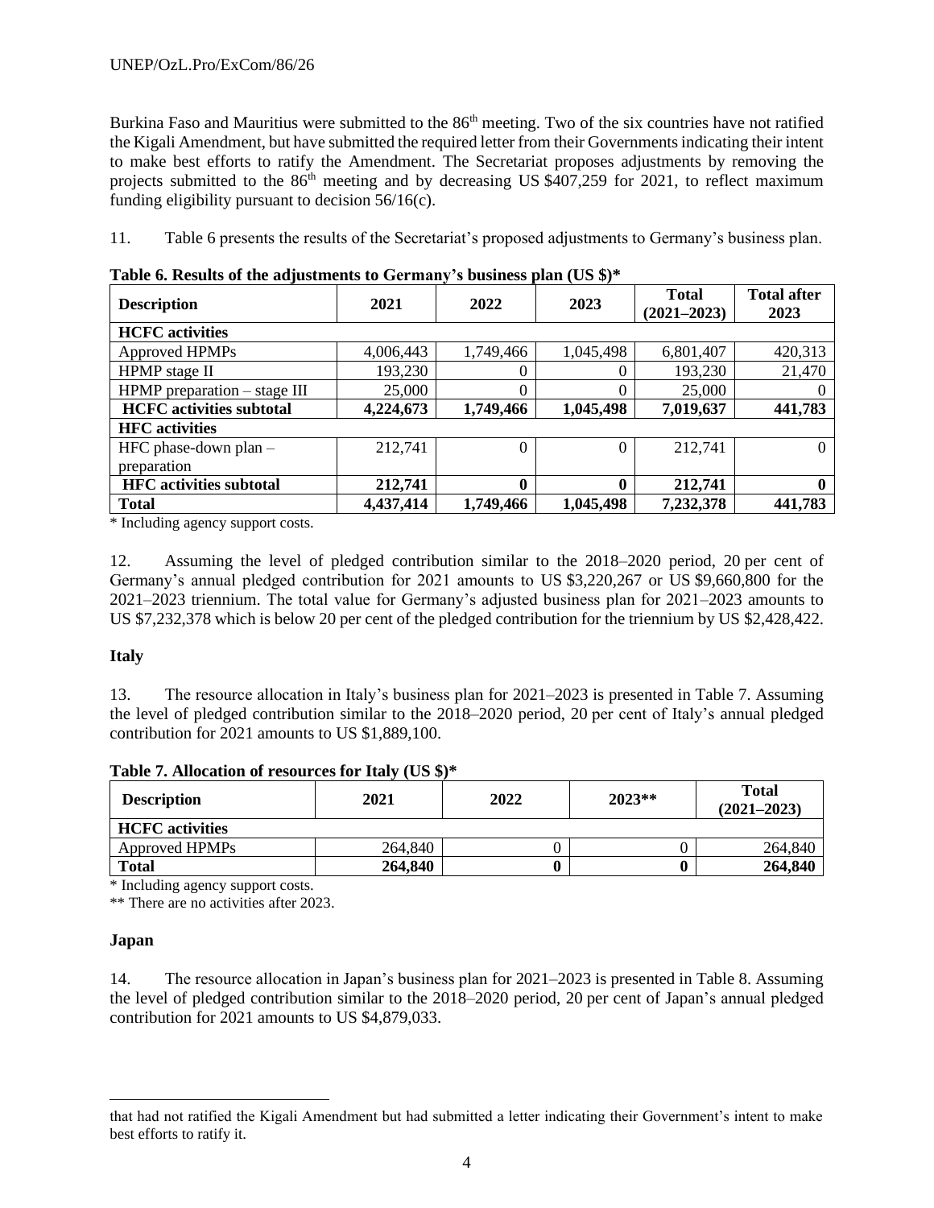Burkina Faso and Mauritius were submitted to the 86th meeting. Two of the six countries have not ratified the Kigali Amendment, but have submitted the required letter from their Governments indicating their intent to make best efforts to ratify the Amendment. The Secretariat proposes adjustments by removing the projects submitted to the 86th meeting and by decreasing US $407,259 for 2021, to reflect maximum funding eligibility pursuant to decision 56/16(c).

11. Table 6 presents the results of the Secretariat's proposed adjustments to Germany's business plan.

**Table 6. Results of the adjustments to Germany's business plan (US $)***

| Description | 2021 | 2022 | 2023 | Total (2021–2023) | Total after 2023 |
|---|---|---|---|---|---|
| **HCFC activities** | | | | | |
| Approved HPMPs | 4,006,443 | 1,749,466 | 1,045,498 | 6,801,407 | 420,313 |
| HPMP stage II | 193,230 | 0 | 0 | 193,230 | 21,470 |
| HPMP preparation – stage III | 25,000 | 0 | 0 | 25,000 | 0 |
| **HCFC activities subtotal** | **4,224,673** | **1,749,466** | **1,045,498** | **7,019,637** | **441,783** |
| **HFC activities** | | | | | |
| HFC phase-down plan – preparation | 212,741 | 0 | 0 | 212,741 | 0 |
| **HFC activities subtotal** | **212,741** | **0** | **0** | **212,741** | **0** |
| **Total** | **4,437,414** | **1,749,466** | **1,045,498** | **7,232,378** | **441,783** |

\* Including agency support costs.

12. Assuming the level of pledged contribution similar to the 2018–2020 period, 20 per cent of Germany's annual pledged contribution for 2021 amounts to US $3,220,267 or US $9,660,800 for the 2021–2023 triennium. The total value for Germany's adjusted business plan for 2021–2023 amounts to US $7,232,378 which is below 20 per cent of the pledged contribution for the triennium by US $2,428,422.

### Italy

13. The resource allocation in Italy's business plan for 2021–2023 is presented in Table 7. Assuming the level of pledged contribution similar to the 2018–2020 period, 20 per cent of Italy's annual pledged contribution for 2021 amounts to US $1,889,100.

**Table 7. Allocation of resources for Italy (US $)***

| Description | 2021 | 2022 | 2023** | Total (2021–2023) |
|---|---|---|---|---|
| **HCFC activities** | | | | |
| Approved HPMPs | 264,840 | 0 | 0 | 264,840 |
| **Total** | **264,840** | **0** | **0** | **264,840** |

\* Including agency support costs.

\** There are no activities after 2023.

### Japan

14. The resource allocation in Japan's business plan for 2021–2023 is presented in Table 8. Assuming the level of pledged contribution similar to the 2018–2020 period, 20 per cent of Japan's annual pledged contribution for 2021 amounts to US $4,879,033.

that had not ratified the Kigali Amendment but had submitted a letter indicating their Government's intent to make best efforts to ratify it.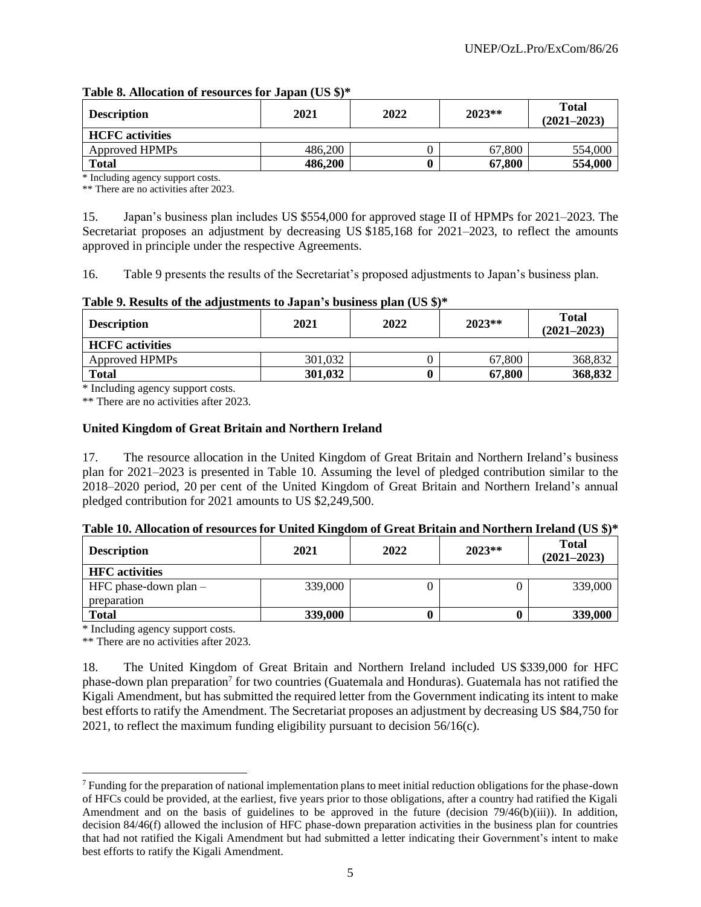**Table 8. Allocation of resources for Japan (US $)***

| Description | 2021 | 2022 | 2023** | Total (2021–2023) |
|---|---|---|---|---|
| **HCFC activities** | | | | |
| Approved HPMPs | 486,200 | 0 | 67,800 | 554,000 |
| **Total** | **486,200** | **0** | **67,800** | **554,000** |

* Including agency support costs.
** There are no activities after 2023.

15. Japan's business plan includes US $554,000 for approved stage II of HPMPs for 2021–2023. The Secretariat proposes an adjustment by decreasing US $185,168 for 2021–2023, to reflect the amounts approved in principle under the respective Agreements.

16. Table 9 presents the results of the Secretariat's proposed adjustments to Japan's business plan.

**Table 9. Results of the adjustments to Japan's business plan (US $)***

| Description | 2021 | 2022 | 2023** | Total (2021–2023) |
|---|---|---|---|---|
| **HCFC activities** | | | | |
| Approved HPMPs | 301,032 | 0 | 67,800 | 368,832 |
| **Total** | **301,032** | **0** | **67,800** | **368,832** |

* Including agency support costs.
** There are no activities after 2023.

### United Kingdom of Great Britain and Northern Ireland

17. The resource allocation in the United Kingdom of Great Britain and Northern Ireland's business plan for 2021–2023 is presented in Table 10. Assuming the level of pledged contribution similar to the 2018–2020 period, 20 per cent of the United Kingdom of Great Britain and Northern Ireland's annual pledged contribution for 2021 amounts to US $2,249,500.

**Table 10. Allocation of resources for United Kingdom of Great Britain and Northern Ireland (US $)***

| Description | 2021 | 2022 | 2023** | Total (2021–2023) |
|---|---|---|---|---|
| **HFC activities** | | | | |
| HFC phase-down plan – preparation | 339,000 | 0 | 0 | 339,000 |
| **Total** | **339,000** | **0** | **0** | **339,000** |

* Including agency support costs.
** There are no activities after 2023.

18. The United Kingdom of Great Britain and Northern Ireland included US $339,000 for HFC phase-down plan preparation[7] for two countries (Guatemala and Honduras). Guatemala has not ratified the Kigali Amendment, but has submitted the required letter from the Government indicating its intent to make best efforts to ratify the Amendment. The Secretariat proposes an adjustment by decreasing US $84,750 for 2021, to reflect the maximum funding eligibility pursuant to decision 56/16(c).

[7] Funding for the preparation of national implementation plans to meet initial reduction obligations for the phase-down of HFCs could be provided, at the earliest, five years prior to those obligations, after a country had ratified the Kigali Amendment and on the basis of guidelines to be approved in the future (decision 79/46(b)(iii)). In addition, decision 84/46(f) allowed the inclusion of HFC phase-down preparation activities in the business plan for countries that had not ratified the Kigali Amendment but had submitted a letter indicating their Government's intent to make best efforts to ratify the Kigali Amendment.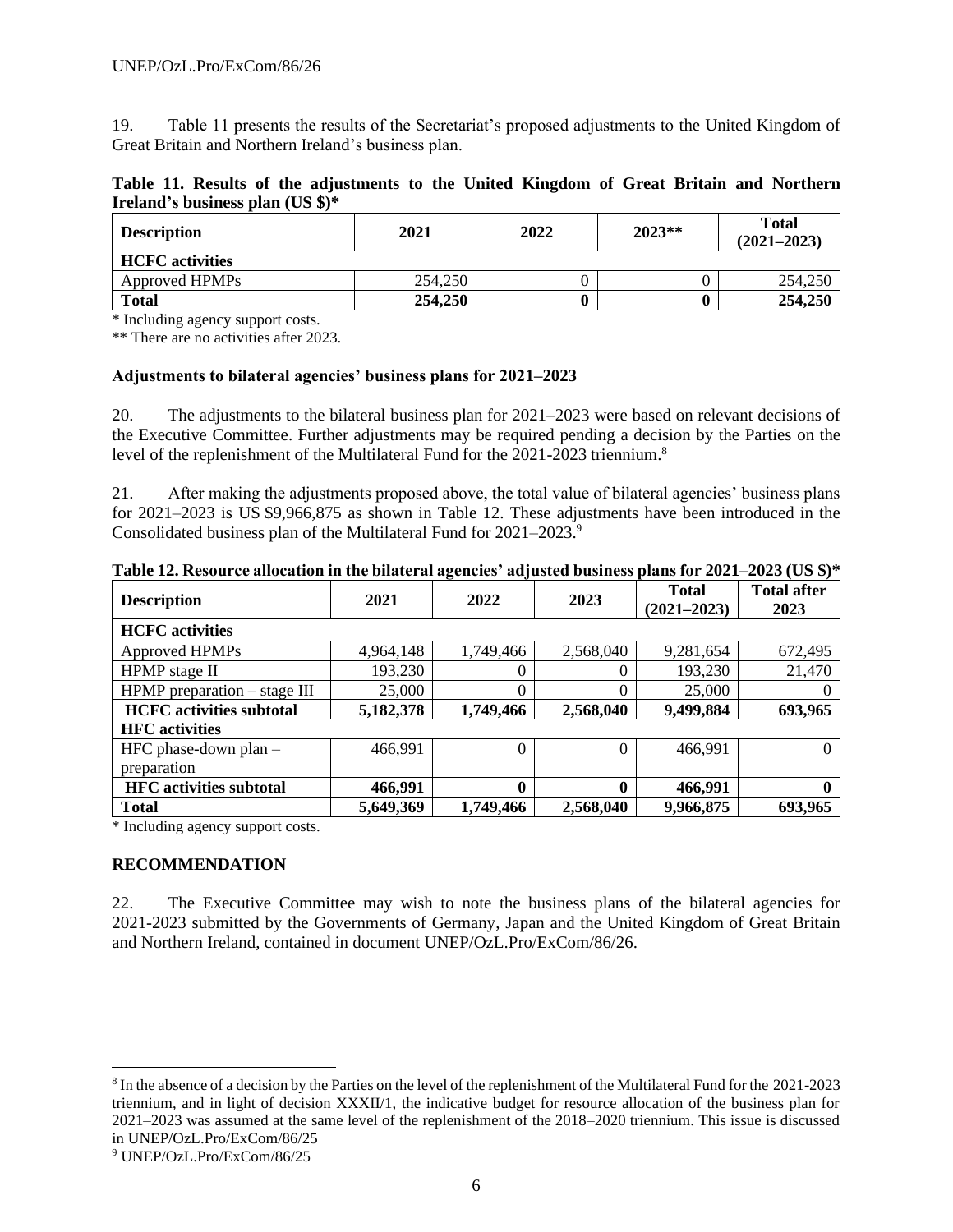19. Table 11 presents the results of the Secretariat's proposed adjustments to the United Kingdom of Great Britain and Northern Ireland's business plan.

**Table 11. Results of the adjustments to the United Kingdom of Great Britain and Northern Ireland's business plan (US $)***

| Description | 2021 | 2022 | 2023** | Total (2021–2023) |
|---|---|---|---|---|
| **HCFC activities** | | | | |
| Approved HPMPs | 254,250 | 0 | 0 | 254,250 |
| **Total** | **254,250** | **0** | **0** | **254,250** |

\* Including agency support costs.

\** There are no activities after 2023.

**Adjustments to bilateral agencies' business plans for 2021–2023**

20. The adjustments to the bilateral business plan for 2021–2023 were based on relevant decisions of the Executive Committee. Further adjustments may be required pending a decision by the Parties on the level of the replenishment of the Multilateral Fund for the 2021-2023 triennium.[8]

21. After making the adjustments proposed above, the total value of bilateral agencies' business plans for 2021–2023 is US $9,966,875 as shown in Table 12. These adjustments have been introduced in the Consolidated business plan of the Multilateral Fund for 2021–2023.[9]

**Table 12. Resource allocation in the bilateral agencies' adjusted business plans for 2021–2023 (US $)***

| Description | 2021 | 2022 | 2023 | Total (2021–2023) | Total after 2023 |
|---|---|---|---|---|---|
| **HCFC activities** | | | | | |
| Approved HPMPs | 4,964,148 | 1,749,466 | 2,568,040 | 9,281,654 | 672,495 |
| HPMP stage II | 193,230 | 0 | 0 | 193,230 | 21,470 |
| HPMP preparation – stage III | 25,000 | 0 | 0 | 25,000 | 0 |
| **HCFC activities subtotal** | **5,182,378** | **1,749,466** | **2,568,040** | **9,499,884** | **693,965** |
| **HFC activities** | | | | | |
| HFC phase-down plan – preparation | 466,991 | 0 | 0 | 466,991 | 0 |
| **HFC activities subtotal** | **466,991** | **0** | **0** | **466,991** | **0** |
| **Total** | **5,649,369** | **1,749,466** | **2,568,040** | **9,966,875** | **693,965** |

\* Including agency support costs.

## RECOMMENDATION

22. The Executive Committee may wish to note the business plans of the bilateral agencies for 2021-2023 submitted by the Governments of Germany, Japan and the United Kingdom of Great Britain and Northern Ireland, contained in document UNEP/OzL.Pro/ExCom/86/26.

---

[8] In the absence of a decision by the Parties on the level of the replenishment of the Multilateral Fund for the 2021-2023 triennium, and in light of decision XXXII/1, the indicative budget for resource allocation of the business plan for 2021–2023 was assumed at the same level of the replenishment of the 2018–2020 triennium. This issue is discussed in UNEP/OzL.Pro/ExCom/86/25

[9] UNEP/OzL.Pro/ExCom/86/25